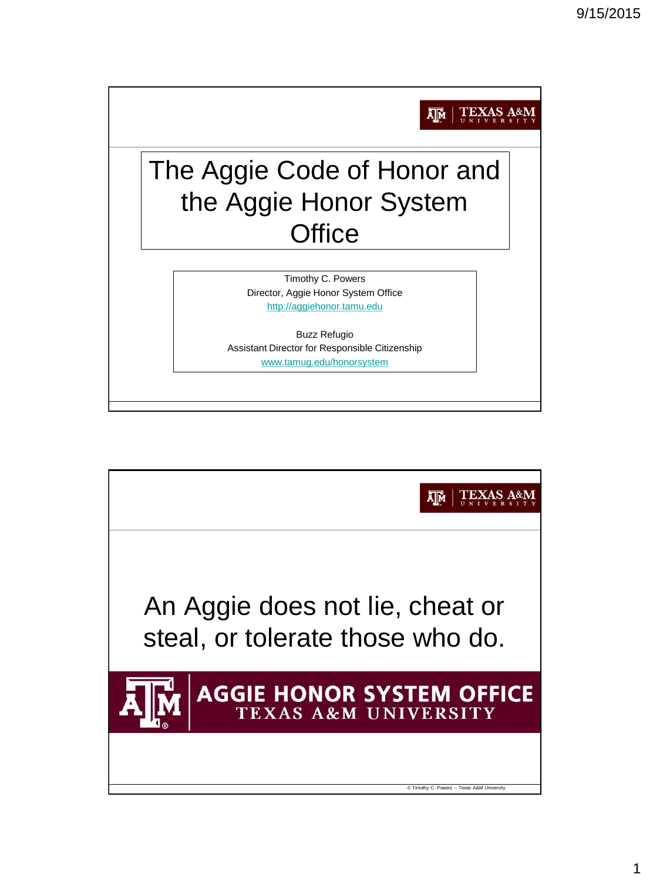# The Aggie Code of Honor and the Aggie Honor System Office

Timothy C. Powers
Director, Aggie Honor System Office
http://aggiehonor.tamu.edu

Buzz Refugio
Assistant Director for Responsible Citizenship
www.tamug.edu/honorsystem

---

An Aggie does not lie, cheat or steal, or tolerate those who do.

AGGIE HONOR SYSTEM OFFICE
TEXAS A&M UNIVERSITY

© Timothy C. Powers – Texas A&M University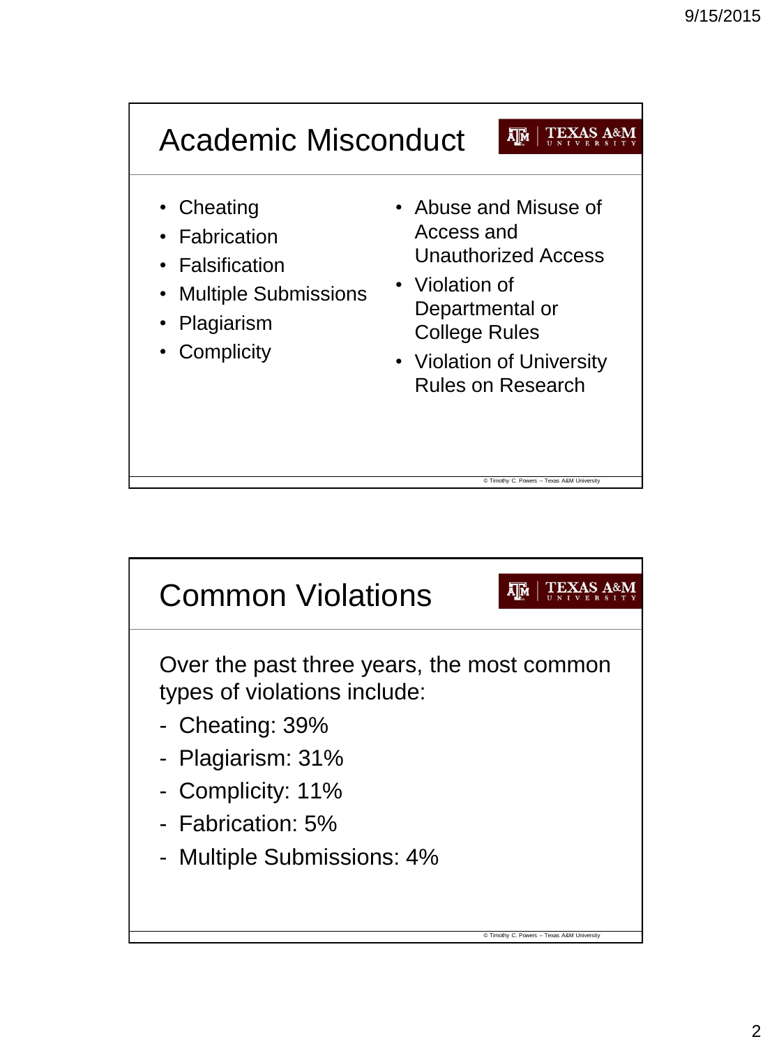## Academic Misconduct

- Cheating
- Fabrication
- Falsification
- Multiple Submissions
- Plagiarism
- Complicity
- Abuse and Misuse of Access and Unauthorized Access
- Violation of Departmental or College Rules
- Violation of University Rules on Research

## Common Violations

Over the past three years, the most common types of violations include:

- Cheating: 39%
- Plagiarism: 31%
- Complicity: 11%
- Fabrication: 5%
- Multiple Submissions: 4%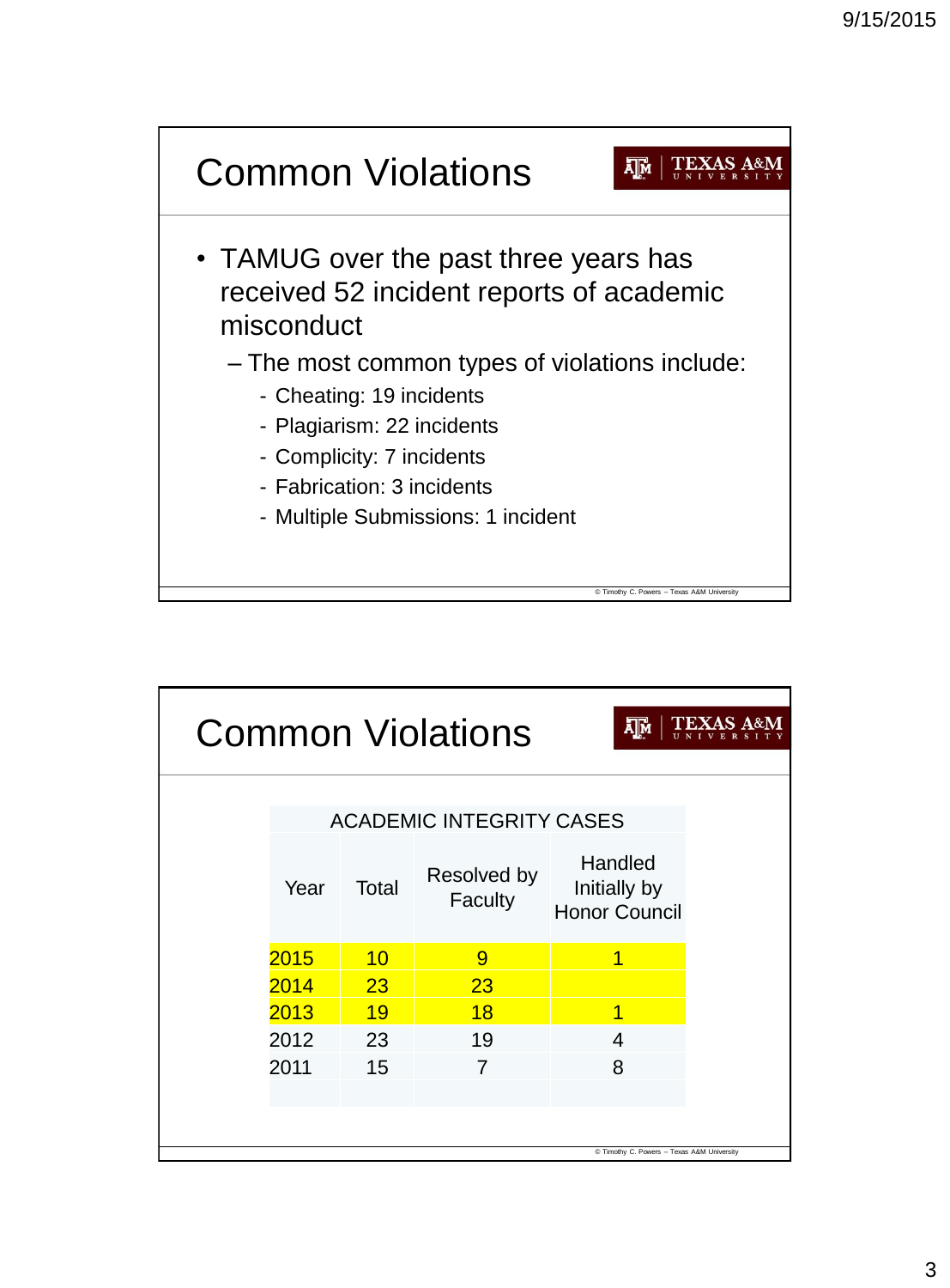## Common Violations

- TAMUG over the past three years has received 52 incident reports of academic misconduct
  - The most common types of violations include:
    - Cheating: 19 incidents
    - Plagiarism: 22 incidents
    - Complicity: 7 incidents
    - Fabrication: 3 incidents
    - Multiple Submissions: 1 incident

© Timothy C. Powers – Texas A&M University

## Common Violations

| ACADEMIC INTEGRITY CASES | | | |
|---|---|---|---|
| Year | Total | Resolved by Faculty | Handled Initially by Honor Council |
| 2015 | 10 | 9 | 1 |
| 2014 | 23 | 23 | |
| 2013 | 19 | 18 | 1 |
| 2012 | 23 | 19 | 4 |
| 2011 | 15 | 7 | 8 |

© Timothy C. Powers – Texas A&M University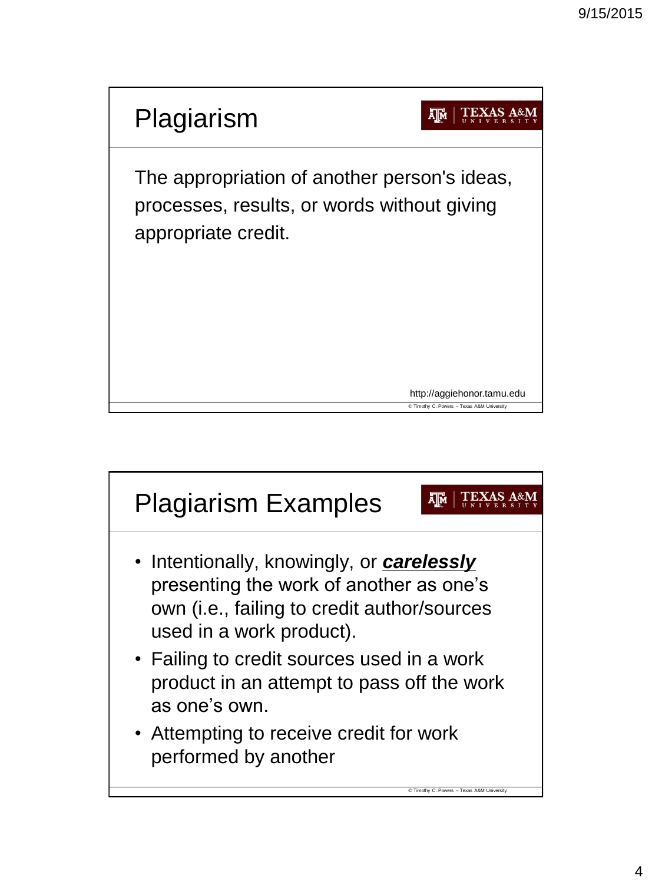## Plagiarism

The appropriation of another person's ideas, processes, results, or words without giving appropriate credit.

http://aggiehonor.tamu.edu

© Timothy C. Powers – Texas A&M University

## Plagiarism Examples

- Intentionally, knowingly, or ***carelessly*** presenting the work of another as one's own (i.e., failing to credit author/sources used in a work product).
- Failing to credit sources used in a work product in an attempt to pass off the work as one's own.
- Attempting to receive credit for work performed by another

© Timothy C. Powers – Texas A&M University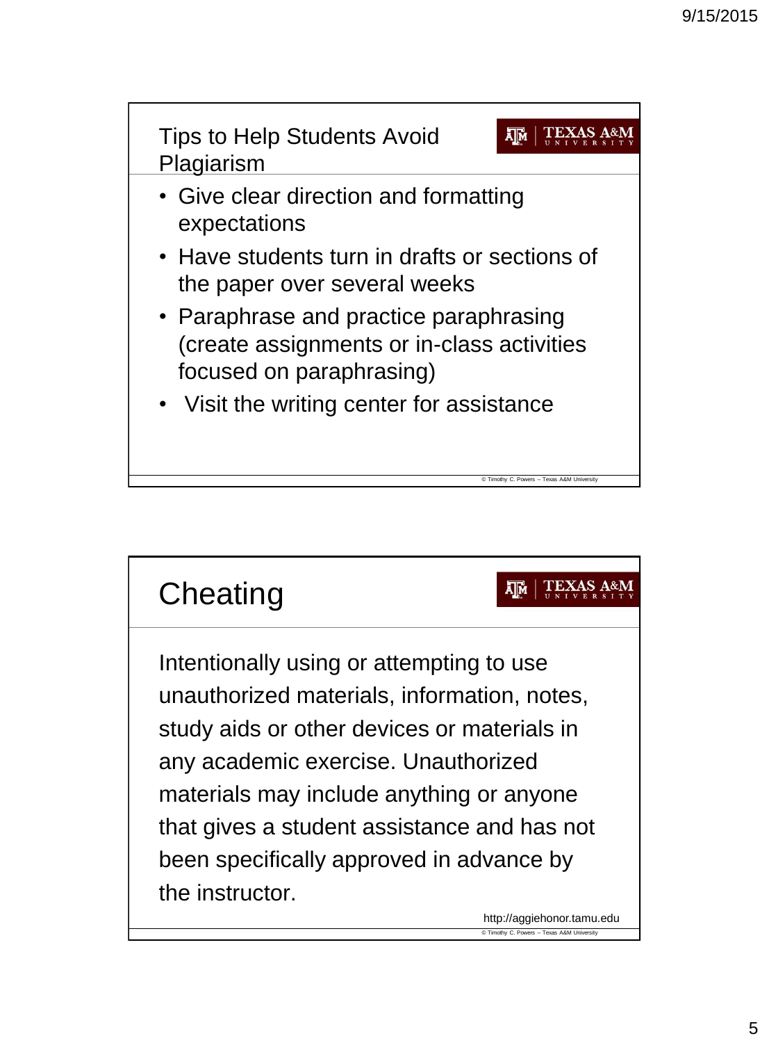## Tips to Help Students Avoid Plagiarism

- Give clear direction and formatting expectations
- Have students turn in drafts or sections of the paper over several weeks
- Paraphrase and practice paraphrasing (create assignments or in-class activities focused on paraphrasing)
- Visit the writing center for assistance

© Timothy C. Powers – Texas A&M University

## Cheating

Intentionally using or attempting to use unauthorized materials, information, notes, study aids or other devices or materials in any academic exercise. Unauthorized materials may include anything or anyone that gives a student assistance and has not been specifically approved in advance by the instructor.

http://aggiehonor.tamu.edu

© Timothy C. Powers – Texas A&M University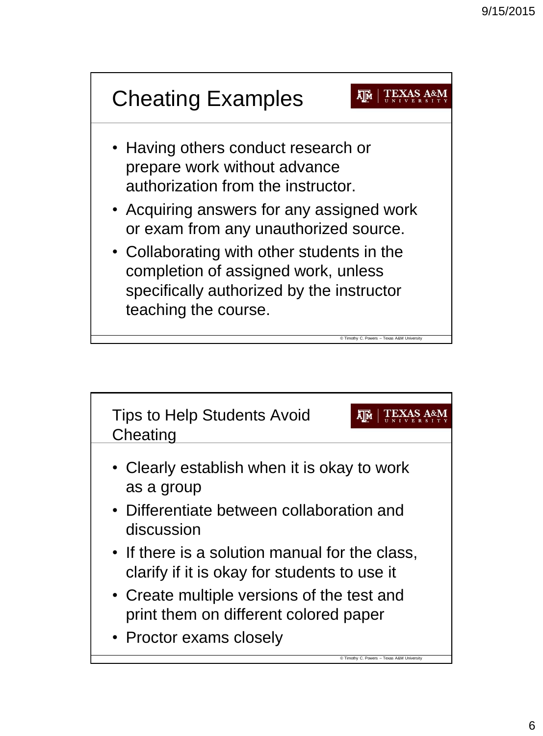## Cheating Examples

- Having others conduct research or prepare work without advance authorization from the instructor.
- Acquiring answers for any assigned work or exam from any unauthorized source.
- Collaborating with other students in the completion of assigned work, unless specifically authorized by the instructor teaching the course.

© Timothy C. Powers – Texas A&M University

## Tips to Help Students Avoid Cheating

- Clearly establish when it is okay to work as a group
- Differentiate between collaboration and discussion
- If there is a solution manual for the class, clarify if it is okay for students to use it
- Create multiple versions of the test and print them on different colored paper
- Proctor exams closely

© Timothy C. Powers – Texas A&M University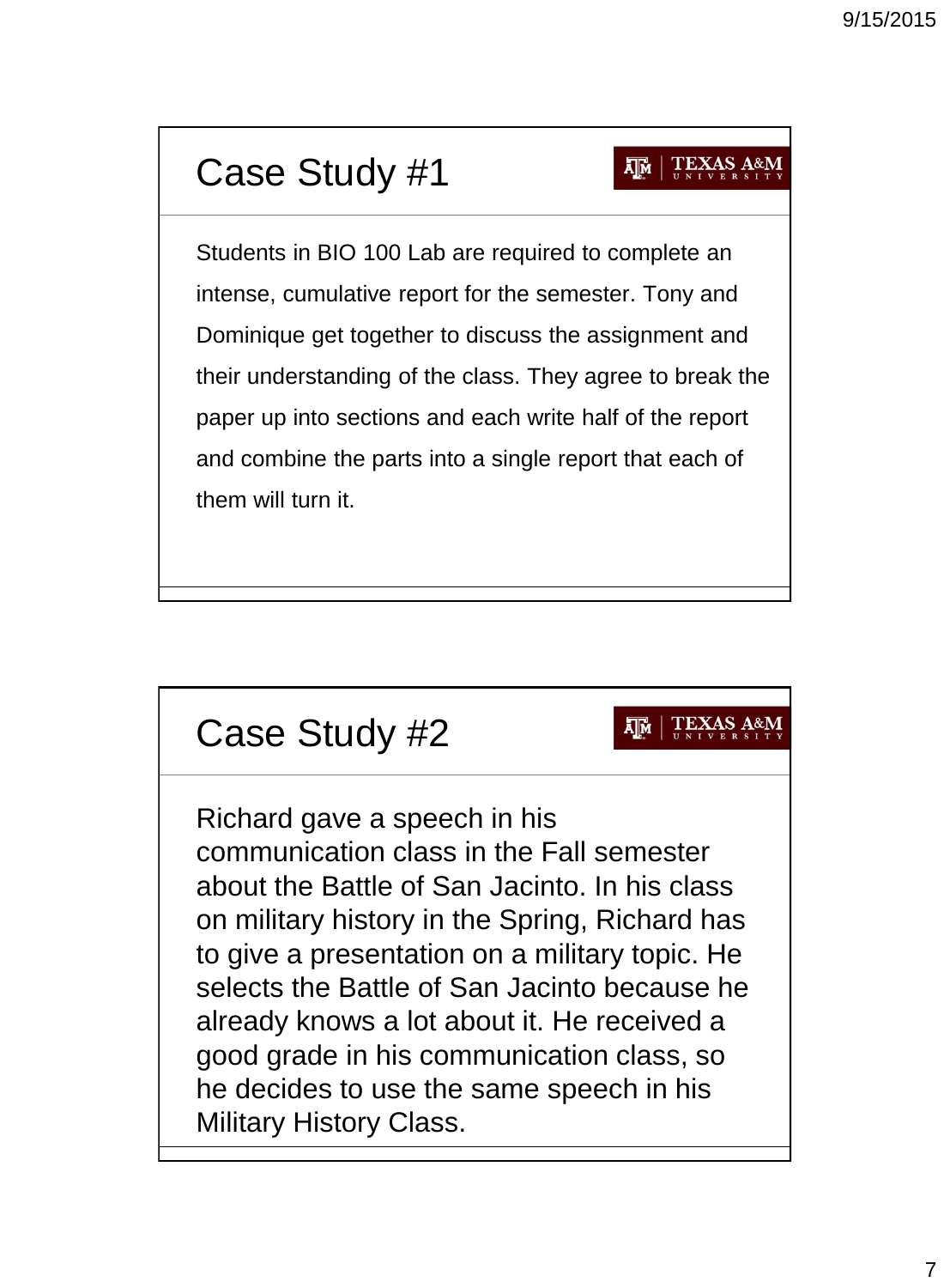## Case Study #1

Students in BIO 100 Lab are required to complete an intense, cumulative report for the semester. Tony and Dominique get together to discuss the assignment and their understanding of the class. They agree to break the paper up into sections and each write half of the report and combine the parts into a single report that each of them will turn it.

## Case Study #2

Richard gave a speech in his communication class in the Fall semester about the Battle of San Jacinto. In his class on military history in the Spring, Richard has to give a presentation on a military topic. He selects the Battle of San Jacinto because he already knows a lot about it. He received a good grade in his communication class, so he decides to use the same speech in his Military History Class.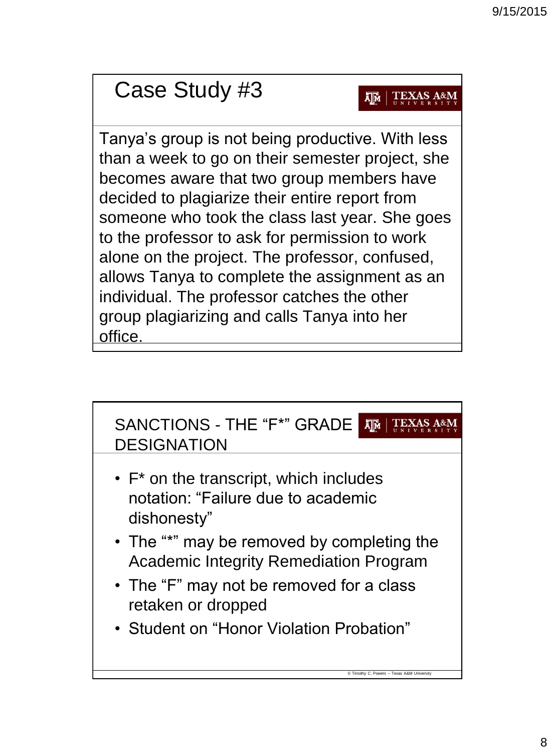## Case Study #3

Tanya’s group is not being productive. With less than a week to go on their semester project, she becomes aware that two group members have decided to plagiarize their entire report from someone who took the class last year. She goes to the professor to ask for permission to work alone on the project. The professor, confused, allows Tanya to complete the assignment as an individual. The professor catches the other group plagiarizing and calls Tanya into her office.

## SANCTIONS - THE “F*” GRADE DESIGNATION

- F* on the transcript, which includes notation: “Failure due to academic dishonesty”
- The “*” may be removed by completing the Academic Integrity Remediation Program
- The “F” may not be removed for a class retaken or dropped
- Student on “Honor Violation Probation”

© Timothy C. Powers – Texas A&M University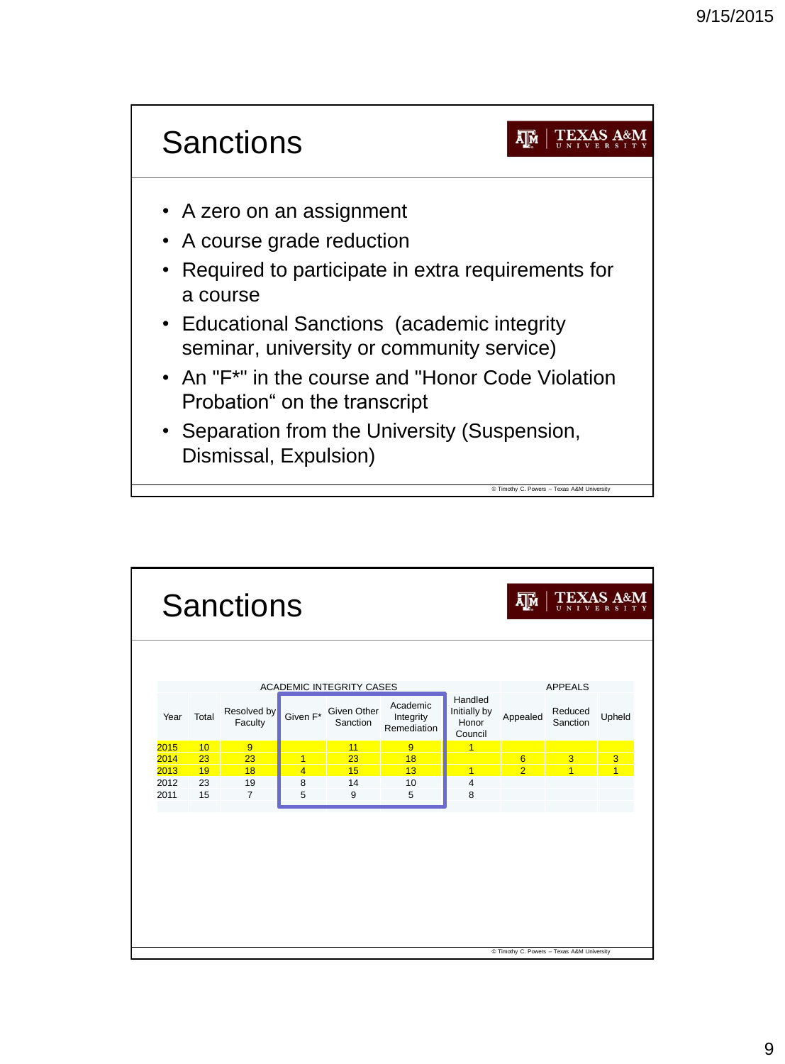# Sanctions

- A zero on an assignment
- A course grade reduction
- Required to participate in extra requirements for a course
- Educational Sanctions (academic integrity seminar, university or community service)
- An "F*" in the course and "Honor Code Violation Probation" on the transcript
- Separation from the University (Suspension, Dismissal, Expulsion)

© Timothy C. Powers – Texas A&M University

# Sanctions

| ACADEMIC INTEGRITY CASES | | | | | | | APPEALS | | |
|---|---|---|---|---|---|---|---|---|---|
| Year | Total | Resolved by Faculty | Given F* | Given Other Sanction | Academic Integrity Remediation | Handled Initially by Honor Council | Appealed | Reduced Sanction | Upheld |
| 2015 | 10 | 9 | | 11 | 9 | 1 | | | |
| 2014 | 23 | 23 | 1 | 23 | 18 | | 6 | 3 | 3 |
| 2013 | 19 | 18 | 4 | 15 | 13 | 1 | 2 | 1 | 1 |
| 2012 | 23 | 19 | 8 | 14 | 10 | 4 | | | |
| 2011 | 15 | 7 | 5 | 9 | 5 | 8 | | | |

© Timothy C. Powers – Texas A&M University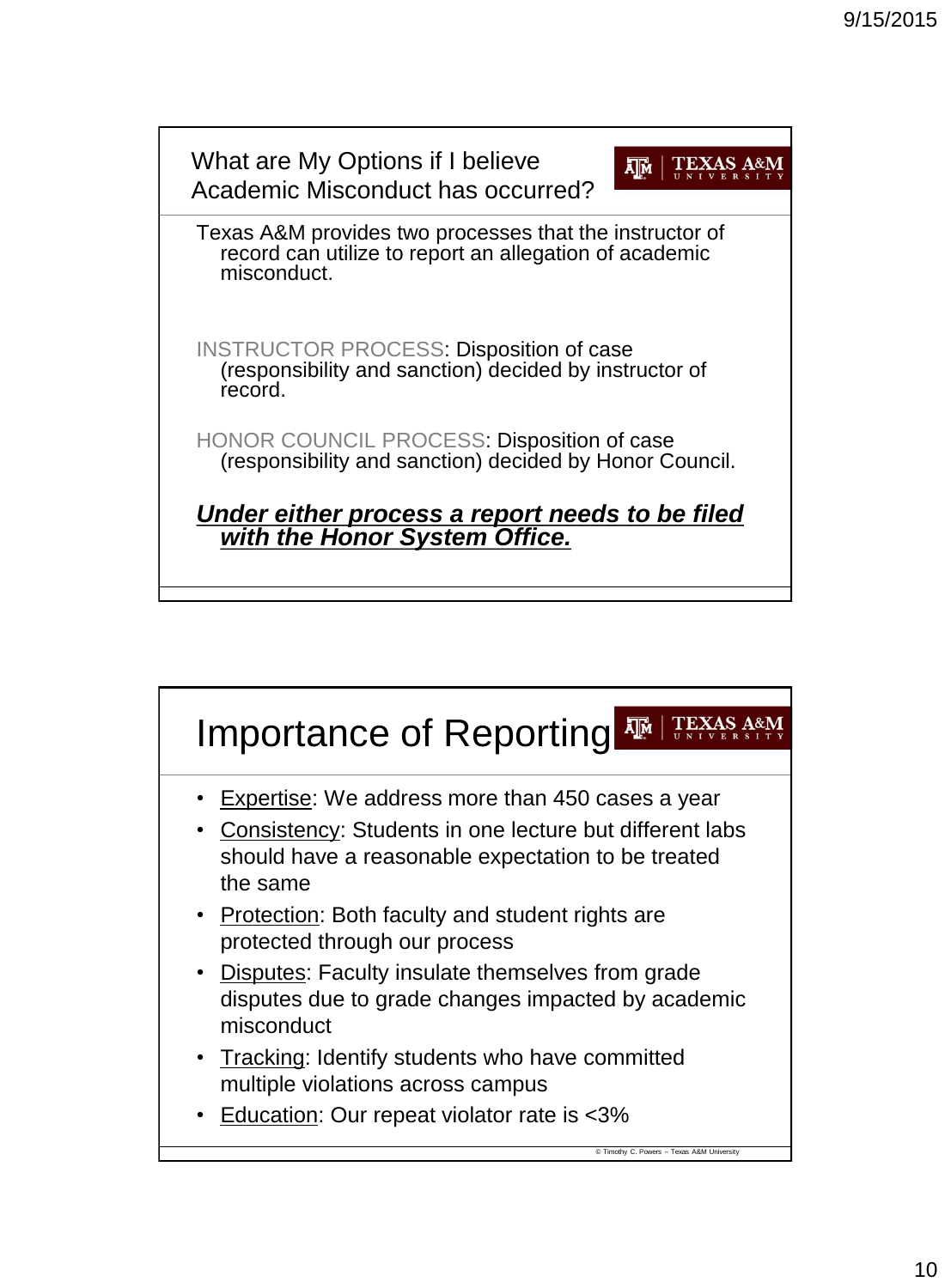## What are My Options if I believe Academic Misconduct has occurred?

Texas A&M provides two processes that the instructor of record can utilize to report an allegation of academic misconduct.

INSTRUCTOR PROCESS: Disposition of case (responsibility and sanction) decided by instructor of record.

HONOR COUNCIL PROCESS: Disposition of case (responsibility and sanction) decided by Honor Council.

***Under either process a report needs to be filed with the Honor System Office.***

## Importance of Reporting

- Expertise: We address more than 450 cases a year
- Consistency: Students in one lecture but different labs should have a reasonable expectation to be treated the same
- Protection: Both faculty and student rights are protected through our process
- Disputes: Faculty insulate themselves from grade disputes due to grade changes impacted by academic misconduct
- Tracking: Identify students who have committed multiple violations across campus
- Education: Our repeat violator rate is <3%

© Timothy C. Powers – Texas A&M University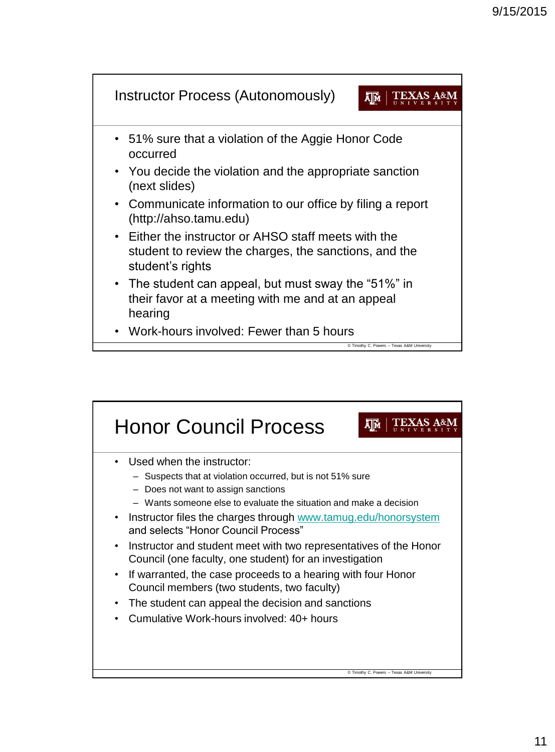## Instructor Process (Autonomously)

- 51% sure that a violation of the Aggie Honor Code occurred
- You decide the violation and the appropriate sanction (next slides)
- Communicate information to our office by filing a report (http://ahso.tamu.edu)
- Either the instructor or AHSO staff meets with the student to review the charges, the sanctions, and the student's rights
- The student can appeal, but must sway the "51%" in their favor at a meeting with me and at an appeal hearing
- Work-hours involved: Fewer than 5 hours

© Timothy C. Powers – Texas A&M University

## Honor Council Process

- Used when the instructor:
  - Suspects that at violation occurred, but is not 51% sure
  - Does not want to assign sanctions
  - Wants someone else to evaluate the situation and make a decision
- Instructor files the charges through www.tamug.edu/honorsystem and selects "Honor Council Process"
- Instructor and student meet with two representatives of the Honor Council (one faculty, one student) for an investigation
- If warranted, the case proceeds to a hearing with four Honor Council members (two students, two faculty)
- The student can appeal the decision and sanctions
- Cumulative Work-hours involved: 40+ hours

© Timothy C. Powers – Texas A&M University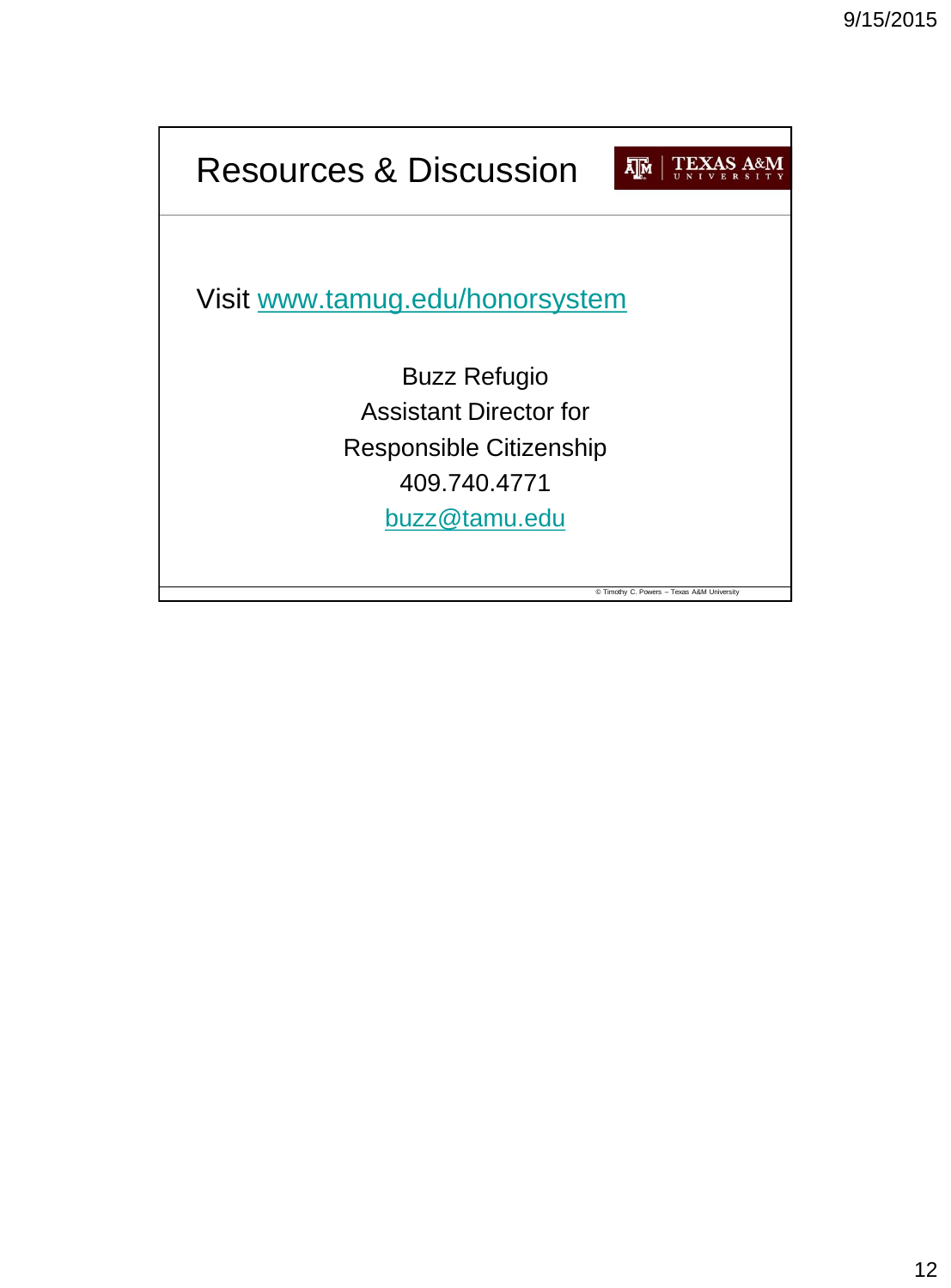# Resources & Discussion

Visit www.tamug.edu/honorsystem

Buzz Refugio
Assistant Director for
Responsible Citizenship
409.740.4771
buzz@tamu.edu

© Timothy C. Powers – Texas A&M University